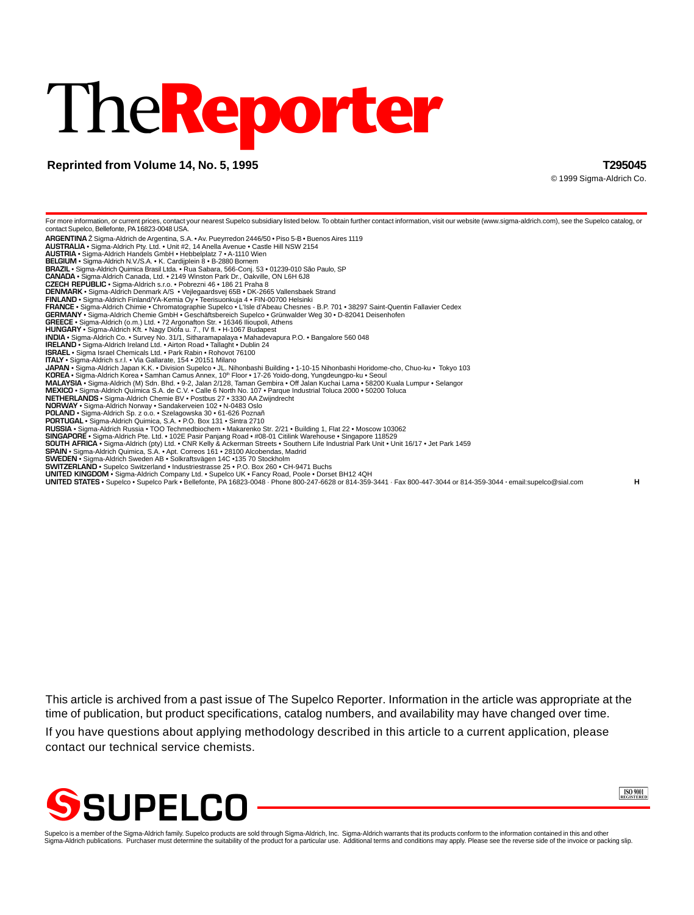# The**Reporter**

**Reprinted from Volume 14, No. 5, 1995** **T295045**

© 1999 Sigma-Aldrich Co.

For more information, or current prices, contact your nearest Supelco subsidiary listed below. To obtain further contact information, visit our website (www.sigma-aldrich.com), see the Supelco catalog, or contact Supelco, Bellefonte, PA 16823-0048 USA.

**ARGENTINA** Ž Sigma-Aldrich de Argentina, S.A. • Av. Pueyrredon 2446/50 • Piso 5-B • Buenos Aires 1119
**AUSTRALIA** • Sigma-Aldrich Pty. Ltd. • Unit #2, 14 Anella Avenue • Castle Hill NSW 2154
**AUSTRIA** • Sigma-Aldrich Handels GmbH • Hebbelplatz 7 • A-1110 Wien
**BELGIUM** • Sigma-Aldrich N.V./S.A. • K. Cardijplein 8 • B-2880 Bornem
**BRAZIL** • Sigma-Aldrich Quimica Brasil Ltda. • Rua Sabara, 566-Conj. 53 • 01239-010 São Paulo, SP
**CANADA** • Sigma-Aldrich Canada, Ltd. • 2149 Winston Park Dr., Oakville, ON L6H 6J8
**CZECH REPUBLIC** • Sigma-Aldrich s.r.o. • Pobrezni 46 • 186 21 Praha 8
**DENMARK** • Sigma-Aldrich Denmark A/S • Vejlegaardsvej 65B • DK-2665 Vallensbaek Strand
**FINLAND** • Sigma-Aldrich Finland/YA-Kemia Oy • Teerisuonkuja 4 • FIN-00700 Helsinki
**FRANCE** • Sigma-Aldrich Chimie • Chromatographie Supelco • L'Isle d'Abeau Chesnes - B.P. 701 • 38297 Saint-Quentin Fallavier Cedex
**GERMANY** • Sigma-Aldrich Chemie GmbH • Geschäftsbereich Supelco • Grünwalder Weg 30 • D-82041 Deisenhofen
**GREECE** • Sigma-Aldrich (o.m.) Ltd. • 72 Argonafton Str. • 16346 Ilioupoli, Athens
**HUNGARY** • Sigma-Aldrich Kft. • Nagy Diófa u. 7., IV fl. • H-1067 Budapest
**INDIA** • Sigma-Aldrich Co. • Survey No. 31/1, Sitharamapalaya • Mahadevapura P.O. • Bangalore 560 048
**IRELAND** • Sigma-Aldrich Ireland Ltd. • Airton Road • Tallaght • Dublin 24
**ISRAEL** • Sigma Israel Chemicals Ltd. • Park Rabin • Rohovot 76100
**ITALY** • Sigma-Aldrich s.r.l. • Via Gallarate, 154 • 20151 Milano
**JAPAN** • Sigma-Aldrich Japan K.K. • Division Supelco • JL. Nihonbashi Building • 1-10-15 Nihonbashi Horidome-cho, Chuo-ku • Tokyo 103
**KOREA** • Sigma-Aldrich Korea • Samhan Camus Annex, 10th Floor • 17-26 Yoido-dong, Yungdeungpo-ku • Seoul
**MALAYSIA** • Sigma-Aldrich (M) Sdn. Bhd. • 9-2, Jalan 2/128, Taman Gembira • Off Jalan Kuchai Lama • 58200 Kuala Lumpur • Selangor
**MEXICO** • Sigma-Aldrich Química S.A. de C.V. • Calle 6 North No. 107 • Parque Industrial Toluca 2000 • 50200 Toluca
**NETHERLANDS** • Sigma-Aldrich Chemie BV • Postbus 27 • 3330 AA Zwijndrecht
**NORWAY** • Sigma-Aldrich Norway • Sandakerveien 102 • N-0483 Oslo
**POLAND** • Sigma-Aldrich Sp. z o.o. • Szelagowska 30 • 61-626 Poznañ
**PORTUGAL** • Sigma-Aldrich Quimica, S.A. • P.O. Box 131 • Sintra 2710
**RUSSIA** • Sigma-Aldrich Russia • TOO Techmedbiochem • Makarenko Str. 2/21 • Building 1, Flat 22 • Moscow 103062
**SINGAPORE** • Sigma-Aldrich Pte. Ltd. • 102E Pasir Panjang Road • #08-01 Citilink Warehouse • Singapore 118529
**SOUTH AFRICA** • Sigma-Aldrich (pty) Ltd. • CNR Kelly & Ackerman Streets • Southern Life Industrial Park Unit • Unit 16/17 • Jet Park 1459
**SPAIN** • Sigma-Aldrich Quimica, S.A. • Apt. Correos 161 • 28100 Alcobendas, Madrid
**SWEDEN** • Sigma-Aldrich Sweden AB • Solkraftsvägen 14C •135 70 Stockholm
**SWITZERLAND** • Supelco Switzerland • Industriestrasse 25 • P.O. Box 260 • CH-9471 Buchs
**UNITED KINGDOM** • Sigma-Aldrich Company Ltd. • Supelco UK • Fancy Road, Poole • Dorset BH12 4QH
**UNITED STATES** • Supelco • Supelco Park • Bellefonte, PA 16823-0048 · Phone 800-247-6628 or 814-359-3441 · Fax 800-447-3044 or 814-359-3044 · email:supelco@sial.com **H**

This article is archived from a past issue of The Supelco Reporter. Information in the article was appropriate at the time of publication, but product specifications, catalog numbers, and availability may have changed over time.

If you have questions about applying methodology described in this article to a current application, please contact our technical service chemists.

**SUPELCO**

ISO 9001 REGISTERED

Supelco is a member of the Sigma-Aldrich family. Supelco products are sold through Sigma-Aldrich, Inc. Sigma-Aldrich warrants that its products conform to the information contained in this and other Sigma-Aldrich publications. Purchaser must determine the suitability of the product for a particular use. Additional terms and conditions may apply. Please see the reverse side of the invoice or packing slip.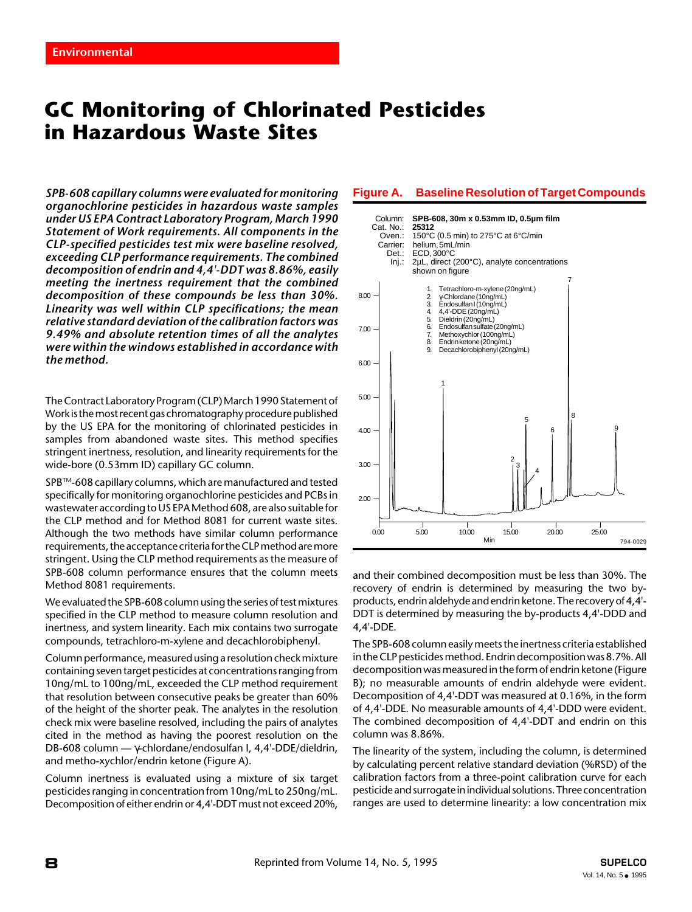Environmental

# GC Monitoring of Chlorinated Pesticides in Hazardous Waste Sites

***SPB-608 capillary columns were evaluated for monitoring organochlorine pesticides in hazardous waste samples under US EPA Contract Laboratory Program, March 1990 Statement of Work requirements. All components in the CLP-specified pesticides test mix were baseline resolved, exceeding CLP performance requirements. The combined decomposition of endrin and 4,4'-DDT was 8.86%, easily meeting the inertness requirement that the combined decomposition of these compounds be less than 30%. Linearity was well within CLP specifications; the mean relative standard deviation of the calibration factors was 9.49% and absolute retention times of all the analytes were within the windows established in accordance with the method.***

The Contract Laboratory Program (CLP) March 1990 Statement of Work is the most recent gas chromatography procedure published by the US EPA for the monitoring of chlorinated pesticides in samples from abandoned waste sites. This method specifies stringent inertness, resolution, and linearity requirements for the wide-bore (0.53mm ID) capillary GC column.

SPB™-608 capillary columns, which are manufactured and tested specifically for monitoring organochlorine pesticides and PCBs in wastewater according to US EPA Method 608, are also suitable for the CLP method and for Method 8081 for current waste sites. Although the two methods have similar column performance requirements, the acceptance criteria for the CLP method are more stringent. Using the CLP method requirements as the measure of SPB-608 column performance ensures that the column meets Method 8081 requirements.

We evaluated the SPB-608 column using the series of test mixtures specified in the CLP method to measure column resolution and inertness, and system linearity. Each mix contains two surrogate compounds, tetrachloro-m-xylene and decachlorobiphenyl.

Column performance, measured using a resolution check mixture containing seven target pesticides at concentrations ranging from 10ng/mL to 100ng/mL, exceeded the CLP method requirement that resolution between consecutive peaks be greater than 60% of the height of the shorter peak. The analytes in the resolution check mix were baseline resolved, including the pairs of analytes cited in the method as having the poorest resolution on the DB-608 column — γ-chlordane/endosulfan I, 4,4'-DDE/dieldrin, and metho-xychlor/endrin ketone (Figure A).

Column inertness is evaluated using a mixture of six target pesticides ranging in concentration from 10ng/mL to 250ng/mL. Decomposition of either endrin or 4,4'-DDT must not exceed 20%,

**Figure A. Baseline Resolution of Target Compounds**

Column: **SPB-608, 30m x 0.53mm ID, 0.5µm film**
Cat. No.: **25312**
Oven.: 150°C (0.5 min) to 275°C at 6°C/min
Carrier: helium, 5mL/min
Det.: ECD, 300°C
Inj.: 2µL, direct (200°C), analyte concentrations shown on figure

1. Tetrachloro-m-xylene (20ng/mL)
2. γ-Chlordane (10ng/mL)
3. Endosulfan I (10ng/mL)
4. 4,4'-DDE (20ng/mL)
5. Dieldrin (20ng/mL)
6. Endosulfan sulfate (20ng/mL)
7. Methoxychlor (100ng/mL)
8. Endrin ketone (20ng/mL)
9. Decachlorobiphenyl (20ng/mL)

794-0029

and their combined decomposition must be less than 30%. The recovery of endrin is determined by measuring the two by-products, endrin aldehyde and endrin ketone. The recovery of 4,4'-DDT is determined by measuring the by-products 4,4'-DDD and 4,4'-DDE.

The SPB-608 column easily meets the inertness criteria established in the CLP pesticides method. Endrin decomposition was 8.7%. All decomposition was measured in the form of endrin ketone (Figure B); no measurable amounts of endrin aldehyde were evident. Decomposition of 4,4'-DDT was measured at 0.16%, in the form of 4,4'-DDE. No measurable amounts of 4,4'-DDD were evident. The combined decomposition of 4,4'-DDT and endrin on this column was 8.86%.

The linearity of the system, including the column, is determined by calculating percent relative standard deviation (%RSD) of the calibration factors from a three-point calibration curve for each pesticide and surrogate in individual solutions. Three concentration ranges are used to determine linearity: a low concentration mix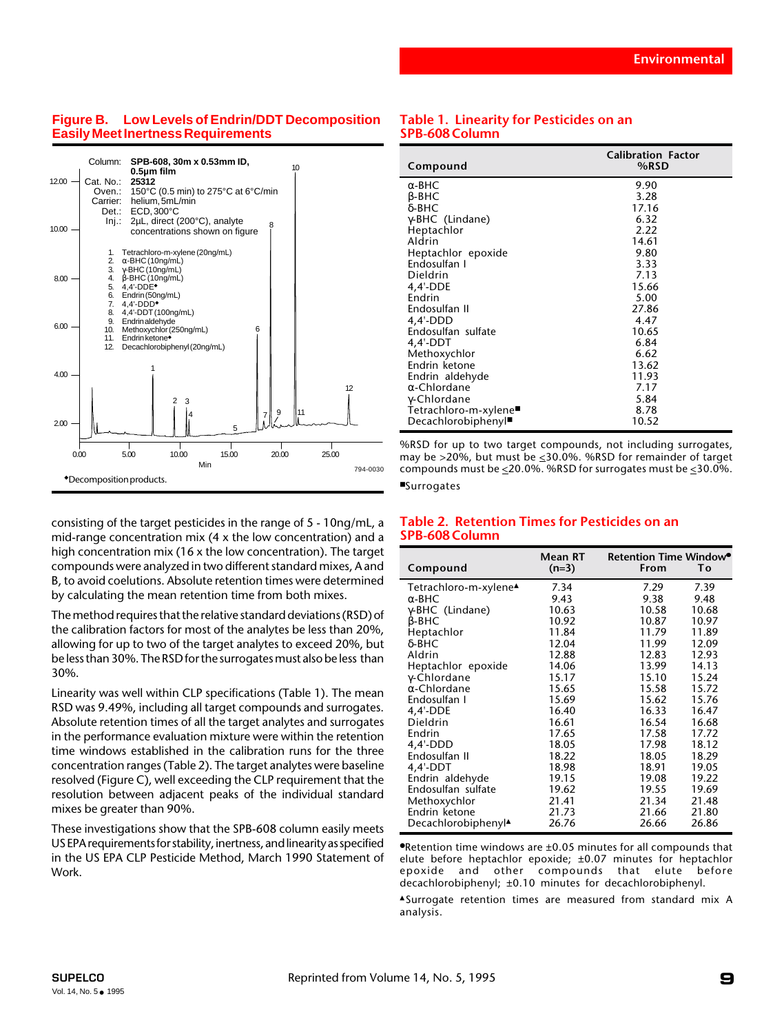## Figure B. Low Levels of Endrin/DDT Decomposition Easily Meet Inertness Requirements

Column: SPB-608, 30m x 0.53mm ID, 0.5µm film
Cat. No.: 25312
Oven.: 150°C (0.5 min) to 275°C at 6°C/min
Carrier: helium, 5mL/min
Det.: ECD, 300°C
Inj.: 2µL, direct (200°C), analyte concentrations shown on figure

1. Tetrachloro-m-xylene (20ng/mL)
2. α-BHC (10ng/mL)
3. γ-BHC (10ng/mL)
4. β-BHC (10ng/mL)
5. 4,4'-DDE♦
6. Endrin (50ng/mL)
7. 4,4'-DDD♦
8. 4,4'-DDT (100ng/mL)
9. Endrin aldehyde
10. Methoxychlor (250ng/mL)
11. Endrin ketone♦
12. Decachlorobiphenyl (20ng/mL)

794-0030

♦Decomposition products.

consisting of the target pesticides in the range of 5 - 10ng/mL, a mid-range concentration mix (4 x the low concentration) and a high concentration mix (16 x the low concentration). The target compounds were analyzed in two different standard mixes, A and B, to avoid coelutions. Absolute retention times were determined by calculating the mean retention time from both mixes.

The method requires that the relative standard deviations (RSD) of the calibration factors for most of the analytes be less than 20%, allowing for up to two of the target analytes to exceed 20%, but be less than 30%. The RSD for the surrogates must also be less than 30%.

Linearity was well within CLP specifications (Table 1). The mean RSD was 9.49%, including all target compounds and surrogates. Absolute retention times of all the target analytes and surrogates in the performance evaluation mixture were within the retention time windows established in the calibration runs for the three concentration ranges (Table 2). The target analytes were baseline resolved (Figure C), well exceeding the CLP requirement that the resolution between adjacent peaks of the individual standard mixes be greater than 90%.

These investigations show that the SPB-608 column easily meets US EPA requirements for stability, inertness, and linearity as specified in the US EPA CLP Pesticide Method, March 1990 Statement of Work.

## Table 1. Linearity for Pesticides on an SPB-608 Column

| Compound | Calibration Factor %RSD |
|---|---|
| α-BHC | 9.90 |
| β-BHC | 3.28 |
| δ-BHC | 17.16 |
| γ-BHC (Lindane) | 6.32 |
| Heptachlor | 2.22 |
| Aldrin | 14.61 |
| Heptachlor epoxide | 9.80 |
| Endosulfan I | 3.33 |
| Dieldrin | 7.13 |
| 4,4'-DDE | 15.66 |
| Endrin | 5.00 |
| Endosulfan II | 27.86 |
| 4,4'-DDD | 4.47 |
| Endosulfan sulfate | 10.65 |
| 4,4'-DDT | 6.84 |
| Methoxychlor | 6.62 |
| Endrin ketone | 13.62 |
| Endrin aldehyde | 11.93 |
| α-Chlordane | 7.17 |
| γ-Chlordane | 5.84 |
| Tetrachloro-m-xylene■ | 8.78 |
| Decachlorobiphenyl■ | 10.52 |

%RSD for up to two target compounds, not including surrogates, may be >20%, but must be ≤30.0%. %RSD for remainder of target compounds must be ≤20.0%. %RSD for surrogates must be ≤30.0%.

■Surrogates

## Table 2. Retention Times for Pesticides on an SPB-608 Column

| Compound | Mean RT (n=3) | Retention Time Window● From | To |
|---|---|---|---|
| Tetrachloro-m-xylene▲ | 7.34 | 7.29 | 7.39 |
| α-BHC | 9.43 | 9.38 | 9.48 |
| γ-BHC (Lindane) | 10.63 | 10.58 | 10.68 |
| β-BHC | 10.92 | 10.87 | 10.97 |
| Heptachlor | 11.84 | 11.79 | 11.89 |
| δ-BHC | 12.04 | 11.99 | 12.09 |
| Aldrin | 12.88 | 12.83 | 12.93 |
| Heptachlor epoxide | 14.06 | 13.99 | 14.13 |
| γ-Chlordane | 15.17 | 15.10 | 15.24 |
| α-Chlordane | 15.65 | 15.58 | 15.72 |
| Endosulfan I | 15.69 | 15.62 | 15.76 |
| 4,4'-DDE | 16.40 | 16.33 | 16.47 |
| Dieldrin | 16.61 | 16.54 | 16.68 |
| Endrin | 17.65 | 17.58 | 17.72 |
| 4,4'-DDD | 18.05 | 17.98 | 18.12 |
| Endosulfan II | 18.22 | 18.05 | 18.29 |
| 4,4'-DDT | 18.98 | 18.91 | 19.05 |
| Endrin aldehyde | 19.15 | 19.08 | 19.22 |
| Endosulfan sulfate | 19.62 | 19.55 | 19.69 |
| Methoxychlor | 21.41 | 21.34 | 21.48 |
| Endrin ketone | 21.73 | 21.66 | 21.80 |
| Decachlorobiphenyl▲ | 26.76 | 26.66 | 26.86 |

●Retention time windows are ±0.05 minutes for all compounds that elute before heptachlor epoxide; ±0.07 minutes for heptachlor epoxide and other compounds that elute before decachlorobiphenyl; ±0.10 minutes for decachlorobiphenyl.

▲Surrogate retention times are measured from standard mix A analysis.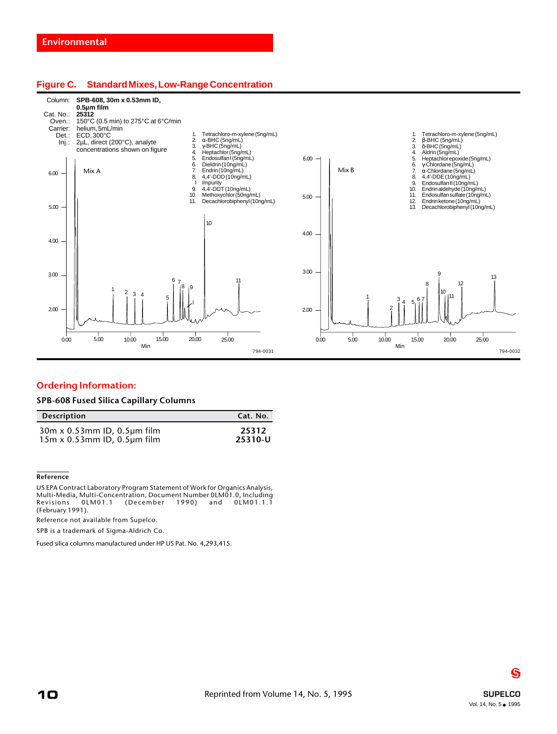Environmental

## Figure C. Standard Mixes, Low-Range Concentration

Column: SPB-608, 30m x 0.53mm ID, 0.5µm film
Cat. No.: 25312
Oven.: 150°C (0.5 min) to 275°C at 6°C/min
Carrier: helium, 5mL/min
Det.: ECD, 300°C
Inj.: 2µL, direct (200°C), analyte concentrations shown on figure

Mix A

1. Tetrachloro-m-xylene (5ng/mL)
2. α-BHC (5ng/mL)
3. γ-BHC (5ng/mL)
4. Heptachlor (5ng/mL)
5. Endosulfan I (5ng/mL)
6. Dieldrin (10ng/mL)
7. Endrin (10ng/mL)
8. 4,4'-DDD (10ng/mL)
I Impurity
9. 4,4'-DDT (10ng/mL)
10. Methoxychlor (50ng/mL)
11. Decachlorobiphenyl (10ng/mL)

6.00
5.00
4.00
3.00
2.00
0.00 5.00 10.00 15.00 20.00 25.00
Min
794-0031

Mix B

1. Tetrachloro-m-xylene (5ng/mL)
2. β-BHC (5ng/mL)
3. δ-BHC (5ng/mL)
4. Aldrin (5ng/mL)
5. Heptachlor epoxide (5ng/mL)
6. γ-Chlordane (5ng/mL)
7. α-Chlordane (5ng/mL)
8. 4,4'-DDE (10ng/mL)
9. Endosulfan II (10ng/mL)
10. Endrin aldehyde (10ng/mL)
11. Endosulfan sulfate (10ng/mL)
12. Endrin ketone (10ng/mL)
13. Decachlorobiphenyl (10ng/mL)

6.00
5.00
4.00
3.00
2.00
0.00 5.00 10.00 15.00 20.00 25.00
Min
794-0032

## Ordering Information:

### SPB-608 Fused Silica Capillary Columns

| Description | Cat. No. |
|---|---|
| 30m x 0.53mm ID, 0.5µm film | 25312 |
| 15m x 0.53mm ID, 0.5µm film | 25310-U |

### Reference

US EPA Contract Laboratory Program Statement of Work for Organics Analysis, Multi-Media, Multi-Concentration, Document Number 0LM01.0, Including Revisions 0LM01.1 (December 1990) and 0LM01.1.1 (February 1991).

Reference not available from Supelco.

SPB is a trademark of Sigma-Aldrich Co.

Fused silica columns manufactured under HP US Pat. No. 4,293,415.

Reprinted from Volume 14, No. 5, 1995